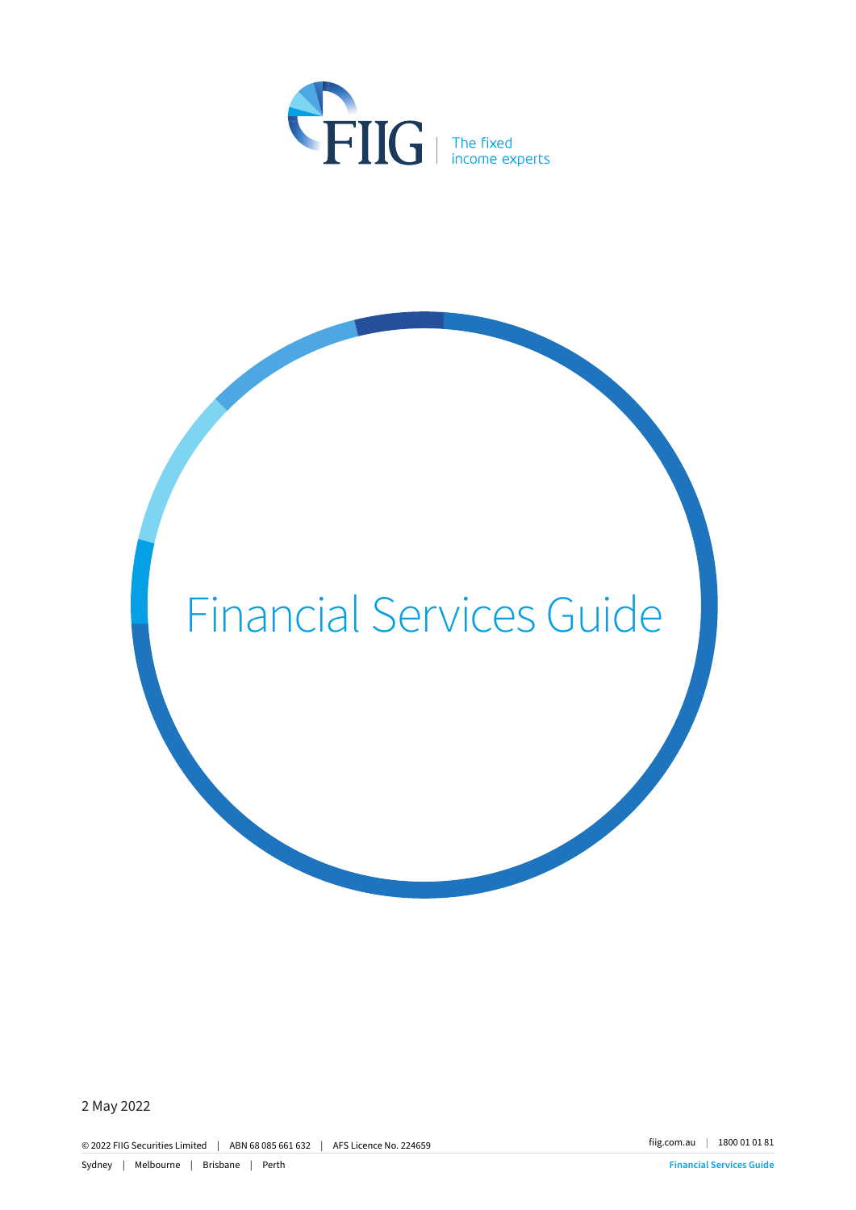FIIG | The fixed income experts

# Financial Services Guide

2 May 2022

© 2022 FIIG Securities Limited | ABN 68 085 661 632 | AFS Licence No. 224659

Sydney | Melbourne | Brisbane | Perth

fiig.com.au | 1800 01 01 81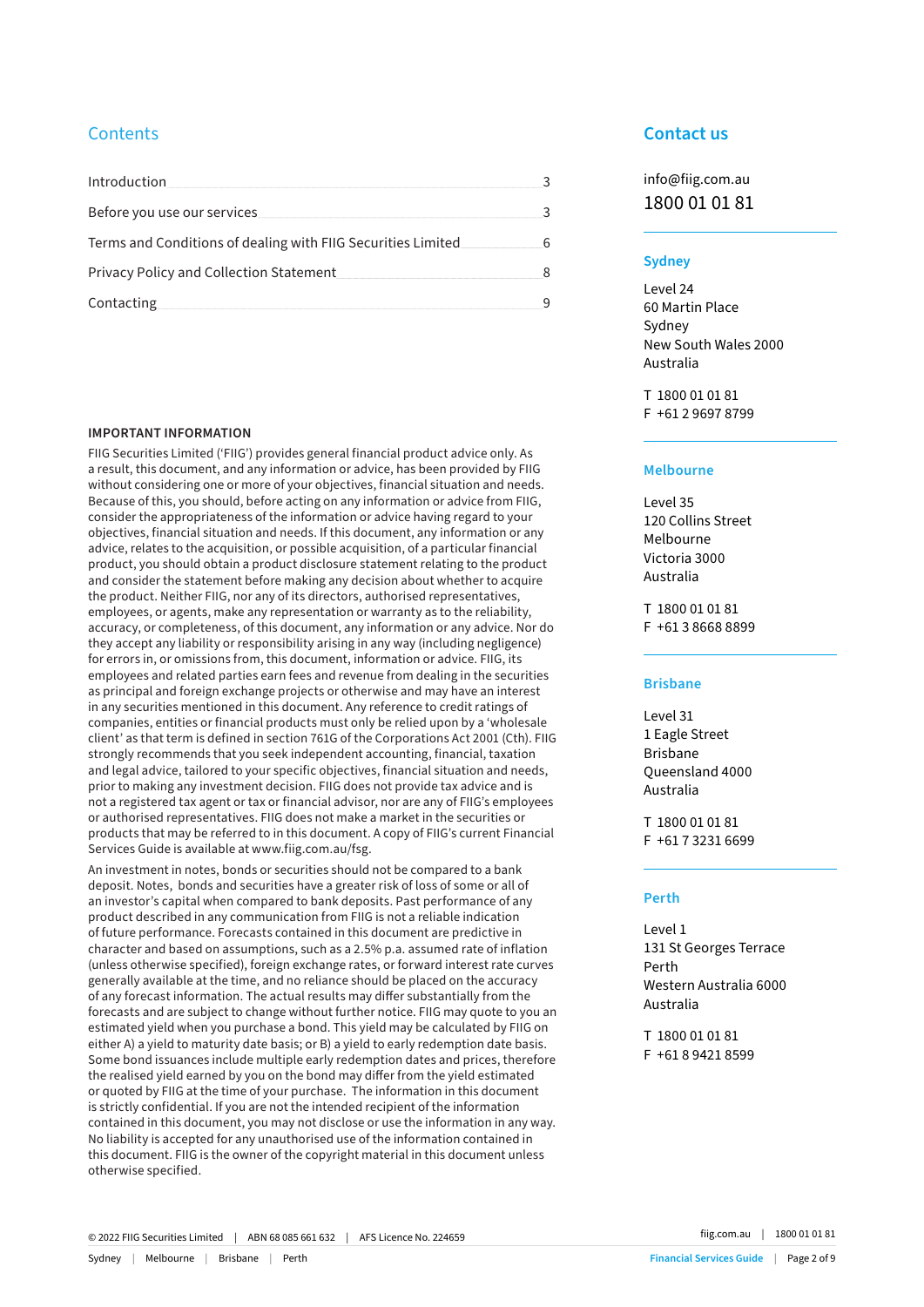## Contents

| | |
|---|---|
| Introduction | 3 |
| Before you use our services | 3 |
| Terms and Conditions of dealing with FIIG Securities Limited | 6 |
| Privacy Policy and Collection Statement | 8 |
| Contacting | 9 |

**IMPORTANT INFORMATION**

FIIG Securities Limited ('FIIG') provides general financial product advice only. As a result, this document, and any information or advice, has been provided by FIIG without considering one or more of your objectives, financial situation and needs. Because of this, you should, before acting on any information or advice from FIIG, consider the appropriateness of the information or advice having regard to your objectives, financial situation and needs. If this document, any information or any advice, relates to the acquisition, or possible acquisition, of a particular financial product, you should obtain a product disclosure statement relating to the product and consider the statement before making any decision about whether to acquire the product. Neither FIIG, nor any of its directors, authorised representatives, employees, or agents, make any representation or warranty as to the reliability, accuracy, or completeness, of this document, any information or any advice. Nor do they accept any liability or responsibility arising in any way (including negligence) for errors in, or omissions from, this document, information or advice. FIIG, its employees and related parties earn fees and revenue from dealing in the securities as principal and foreign exchange projects or otherwise and may have an interest in any securities mentioned in this document. Any reference to credit ratings of companies, entities or financial products must only be relied upon by a 'wholesale client' as that term is defined in section 761G of the Corporations Act 2001 (Cth). FIIG strongly recommends that you seek independent accounting, financial, taxation and legal advice, tailored to your specific objectives, financial situation and needs, prior to making any investment decision. FIIG does not provide tax advice and is not a registered tax agent or tax or financial advisor, nor are any of FIIG's employees or authorised representatives. FIIG does not make a market in the securities or products that may be referred to in this document. A copy of FIIG's current Financial Services Guide is available at www.fiig.com.au/fsg.

An investment in notes, bonds or securities should not be compared to a bank deposit. Notes, bonds and securities have a greater risk of loss of some or all of an investor's capital when compared to bank deposits. Past performance of any product described in any communication from FIIG is not a reliable indication of future performance. Forecasts contained in this document are predictive in character and based on assumptions, such as a 2.5% p.a. assumed rate of inflation (unless otherwise specified), foreign exchange rates, or forward interest rate curves generally available at the time, and no reliance should be placed on the accuracy of any forecast information. The actual results may differ substantially from the forecasts and are subject to change without further notice. FIIG may quote to you an estimated yield when you purchase a bond. This yield may be calculated by FIIG on either A) a yield to maturity date basis; or B) a yield to early redemption date basis. Some bond issuances include multiple early redemption dates and prices, therefore the realised yield earned by you on the bond may differ from the yield estimated or quoted by FIIG at the time of your purchase. The information in this document is strictly confidential. If you are not the intended recipient of the information contained in this document, you may not disclose or use the information in any way. No liability is accepted for any unauthorised use of the information contained in this document. FIIG is the owner of the copyright material in this document unless otherwise specified.

## Contact us

info@fiig.com.au
1800 01 01 81

### Sydney

Level 24
60 Martin Place
Sydney
New South Wales 2000
Australia

T 1800 01 01 81
F +61 2 9697 8799

### Melbourne

Level 35
120 Collins Street
Melbourne
Victoria 3000
Australia

T 1800 01 01 81
F +61 3 8668 8899

### Brisbane

Level 31
1 Eagle Street
Brisbane
Queensland 4000
Australia

T 1800 01 01 81
F +61 7 3231 6699

### Perth

Level 1
131 St Georges Terrace
Perth
Western Australia 6000
Australia

T 1800 01 01 81
F +61 8 9421 8599

© 2022 FIIG Securities Limited | ABN 68 085 661 632 | AFS Licence No. 224659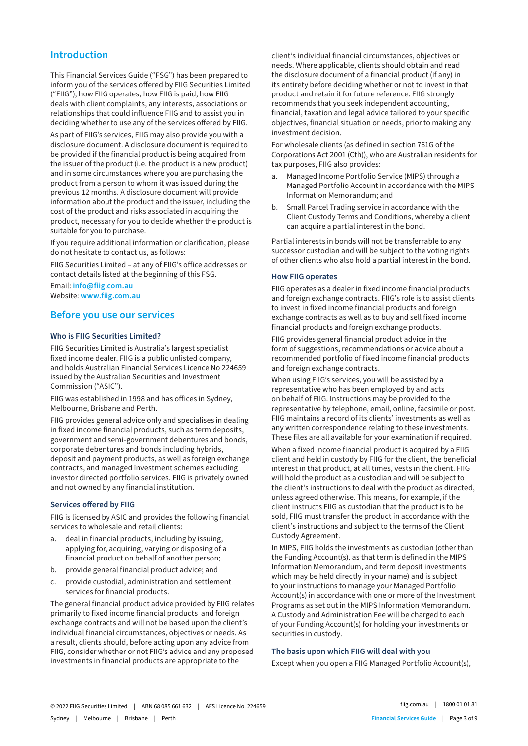## Introduction

This Financial Services Guide ("FSG") has been prepared to inform you of the services offered by FIIG Securities Limited ("FIIG"), how FIIG operates, how FIIG is paid, how FIIG deals with client complaints, any interests, associations or relationships that could influence FIIG and to assist you in deciding whether to use any of the services offered by FIIG.

As part of FIIG's services, FIIG may also provide you with a disclosure document. A disclosure document is required to be provided if the financial product is being acquired from the issuer of the product (i.e. the product is a new product) and in some circumstances where you are purchasing the product from a person to whom it was issued during the previous 12 months. A disclosure document will provide information about the product and the issuer, including the cost of the product and risks associated in acquiring the product, necessary for you to decide whether the product is suitable for you to purchase.

If you require additional information or clarification, please do not hesitate to contact us, as follows:

FIIG Securities Limited – at any of FIIG's office addresses or contact details listed at the beginning of this FSG.

Email: **info@fiig.com.au**
Website: **www.fiig.com.au**

## Before you use our services

### Who is FIIG Securities Limited?

FIIG Securities Limited is Australia's largest specialist fixed income dealer. FIIG is a public unlisted company, and holds Australian Financial Services Licence No 224659 issued by the Australian Securities and Investment Commission ("ASIC").

FIIG was established in 1998 and has offices in Sydney, Melbourne, Brisbane and Perth.

FIIG provides general advice only and specialises in dealing in fixed income financial products, such as term deposits, government and semi-government debentures and bonds, corporate debentures and bonds including hybrids, deposit and payment products, as well as foreign exchange contracts, and managed investment schemes excluding investor directed portfolio services. FIIG is privately owned and not owned by any financial institution.

### Services offered by FIIG

FIIG is licensed by ASIC and provides the following financial services to wholesale and retail clients:

a. deal in financial products, including by issuing, applying for, acquiring, varying or disposing of a financial product on behalf of another person;
b. provide general financial product advice; and
c. provide custodial, administration and settlement services for financial products.

The general financial product advice provided by FIIG relates primarily to fixed income financial products and foreign exchange contracts and will not be based upon the client's individual financial circumstances, objectives or needs. As a result, clients should, before acting upon any advice from FIIG, consider whether or not FIIG's advice and any proposed investments in financial products are appropriate to the client's individual financial circumstances, objectives or needs. Where applicable, clients should obtain and read the disclosure document of a financial product (if any) in its entirety before deciding whether or not to invest in that product and retain it for future reference. FIIG strongly recommends that you seek independent accounting, financial, taxation and legal advice tailored to your specific objectives, financial situation or needs, prior to making any investment decision.

For wholesale clients (as defined in section 761G of the Corporations Act 2001 (Cth)), who are Australian residents for tax purposes, FIIG also provides:

a. Managed Income Portfolio Service (MIPS) through a Managed Portfolio Account in accordance with the MIPS Information Memorandum; and
b. Small Parcel Trading service in accordance with the Client Custody Terms and Conditions, whereby a client can acquire a partial interest in the bond.

Partial interests in bonds will not be transferrable to any successor custodian and will be subject to the voting rights of other clients who also hold a partial interest in the bond.

### How FIIG operates

FIIG operates as a dealer in fixed income financial products and foreign exchange contracts. FIIG's role is to assist clients to invest in fixed income financial products and foreign exchange contracts as well as to buy and sell fixed income financial products and foreign exchange products.

FIIG provides general financial product advice in the form of suggestions, recommendations or advice about a recommended portfolio of fixed income financial products and foreign exchange contracts.

When using FIIG's services, you will be assisted by a representative who has been employed by and acts on behalf of FIIG. Instructions may be provided to the representative by telephone, email, online, facsimile or post. FIIG maintains a record of its clients' investments as well as any written correspondence relating to these investments. These files are all available for your examination if required.

When a fixed income financial product is acquired by a FIIG client and held in custody by FIIG for the client, the beneficial interest in that product, at all times, vests in the client. FIIG will hold the product as a custodian and will be subject to the client's instructions to deal with the product as directed, unless agreed otherwise. This means, for example, if the client instructs FIIG as custodian that the product is to be sold, FIIG must transfer the product in accordance with the client's instructions and subject to the terms of the Client Custody Agreement.

In MIPS, FIIG holds the investments as custodian (other than the Funding Account(s), as that term is defined in the MIPS Information Memorandum, and term deposit investments which may be held directly in your name) and is subject to your instructions to manage your Managed Portfolio Account(s) in accordance with one or more of the Investment Programs as set out in the MIPS Information Memorandum. A Custody and Administration Fee will be charged to each of your Funding Account(s) for holding your investments or securities in custody.

### The basis upon which FIIG will deal with you

Except when you open a FIIG Managed Portfolio Account(s),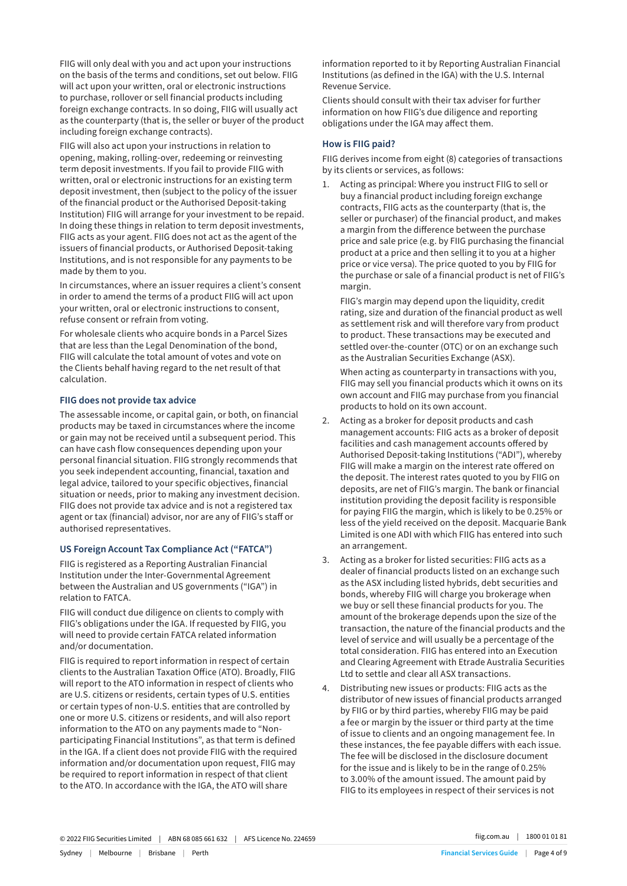FIIG will only deal with you and act upon your instructions on the basis of the terms and conditions, set out below. FIIG will act upon your written, oral or electronic instructions to purchase, rollover or sell financial products including foreign exchange contracts. In so doing, FIIG will usually act as the counterparty (that is, the seller or buyer of the product including foreign exchange contracts).

FIIG will also act upon your instructions in relation to opening, making, rolling-over, redeeming or reinvesting term deposit investments. If you fail to provide FIIG with written, oral or electronic instructions for an existing term deposit investment, then (subject to the policy of the issuer of the financial product or the Authorised Deposit-taking Institution) FIIG will arrange for your investment to be repaid. In doing these things in relation to term deposit investments, FIIG acts as your agent. FIIG does not act as the agent of the issuers of financial products, or Authorised Deposit-taking Institutions, and is not responsible for any payments to be made by them to you.

In circumstances, where an issuer requires a client's consent in order to amend the terms of a product FIIG will act upon your written, oral or electronic instructions to consent, refuse consent or refrain from voting.

For wholesale clients who acquire bonds in a Parcel Sizes that are less than the Legal Denomination of the bond, FIIG will calculate the total amount of votes and vote on the Clients behalf having regard to the net result of that calculation.

### FIIG does not provide tax advice

The assessable income, or capital gain, or both, on financial products may be taxed in circumstances where the income or gain may not be received until a subsequent period. This can have cash flow consequences depending upon your personal financial situation. FIIG strongly recommends that you seek independent accounting, financial, taxation and legal advice, tailored to your specific objectives, financial situation or needs, prior to making any investment decision. FIIG does not provide tax advice and is not a registered tax agent or tax (financial) advisor, nor are any of FIIG's staff or authorised representatives.

### US Foreign Account Tax Compliance Act ("FATCA")

FIIG is registered as a Reporting Australian Financial Institution under the Inter-Governmental Agreement between the Australian and US governments ("IGA") in relation to FATCA.

FIIG will conduct due diligence on clients to comply with FIIG's obligations under the IGA. If requested by FIIG, you will need to provide certain FATCA related information and/or documentation.

FIIG is required to report information in respect of certain clients to the Australian Taxation Office (ATO). Broadly, FIIG will report to the ATO information in respect of clients who are U.S. citizens or residents, certain types of U.S. entities or certain types of non-U.S. entities that are controlled by one or more U.S. citizens or residents, and will also report information to the ATO on any payments made to "Non-participating Financial Institutions", as that term is defined in the IGA. If a client does not provide FIIG with the required information and/or documentation upon request, FIIG may be required to report information in respect of that client to the ATO. In accordance with the IGA, the ATO will share information reported to it by Reporting Australian Financial Institutions (as defined in the IGA) with the U.S. Internal Revenue Service.

Clients should consult with their tax adviser for further information on how FIIG's due diligence and reporting obligations under the IGA may affect them.

### How is FIIG paid?

FIIG derives income from eight (8) categories of transactions by its clients or services, as follows:

1. Acting as principal: Where you instruct FIIG to sell or buy a financial product including foreign exchange contracts, FIIG acts as the counterparty (that is, the seller or purchaser) of the financial product, and makes a margin from the difference between the purchase price and sale price (e.g. by FIIG purchasing the financial product at a price and then selling it to you at a higher price or vice versa). The price quoted to you by FIIG for the purchase or sale of a financial product is net of FIIG's margin.

   FIIG's margin may depend upon the liquidity, credit rating, size and duration of the financial product as well as settlement risk and will therefore vary from product to product. These transactions may be executed and settled over-the-counter (OTC) or on an exchange such as the Australian Securities Exchange (ASX).

   When acting as counterparty in transactions with you, FIIG may sell you financial products which it owns on its own account and FIIG may purchase from you financial products to hold on its own account.

2. Acting as a broker for deposit products and cash management accounts: FIIG acts as a broker of deposit facilities and cash management accounts offered by Authorised Deposit-taking Institutions ("ADI"), whereby FIIG will make a margin on the interest rate offered on the deposit. The interest rates quoted to you by FIIG on deposits, are net of FIIG's margin. The bank or financial institution providing the deposit facility is responsible for paying FIIG the margin, which is likely to be 0.25% or less of the yield received on the deposit. Macquarie Bank Limited is one ADI with which FIIG has entered into such an arrangement.

3. Acting as a broker for listed securities: FIIG acts as a dealer of financial products listed on an exchange such as the ASX including listed hybrids, debt securities and bonds, whereby FIIG will charge you brokerage when we buy or sell these financial products for you. The amount of the brokerage depends upon the size of the transaction, the nature of the financial products and the level of service and will usually be a percentage of the total consideration. FIIG has entered into an Execution and Clearing Agreement with Etrade Australia Securities Ltd to settle and clear all ASX transactions.

4. Distributing new issues or products: FIIG acts as the distributor of new issues of financial products arranged by FIIG or by third parties, whereby FIIG may be paid a fee or margin by the issuer or third party at the time of issue to clients and an ongoing management fee. In these instances, the fee payable differs with each issue. The fee will be disclosed in the disclosure document for the issue and is likely to be in the range of 0.25% to 3.00% of the amount issued. The amount paid by FIIG to its employees in respect of their services is not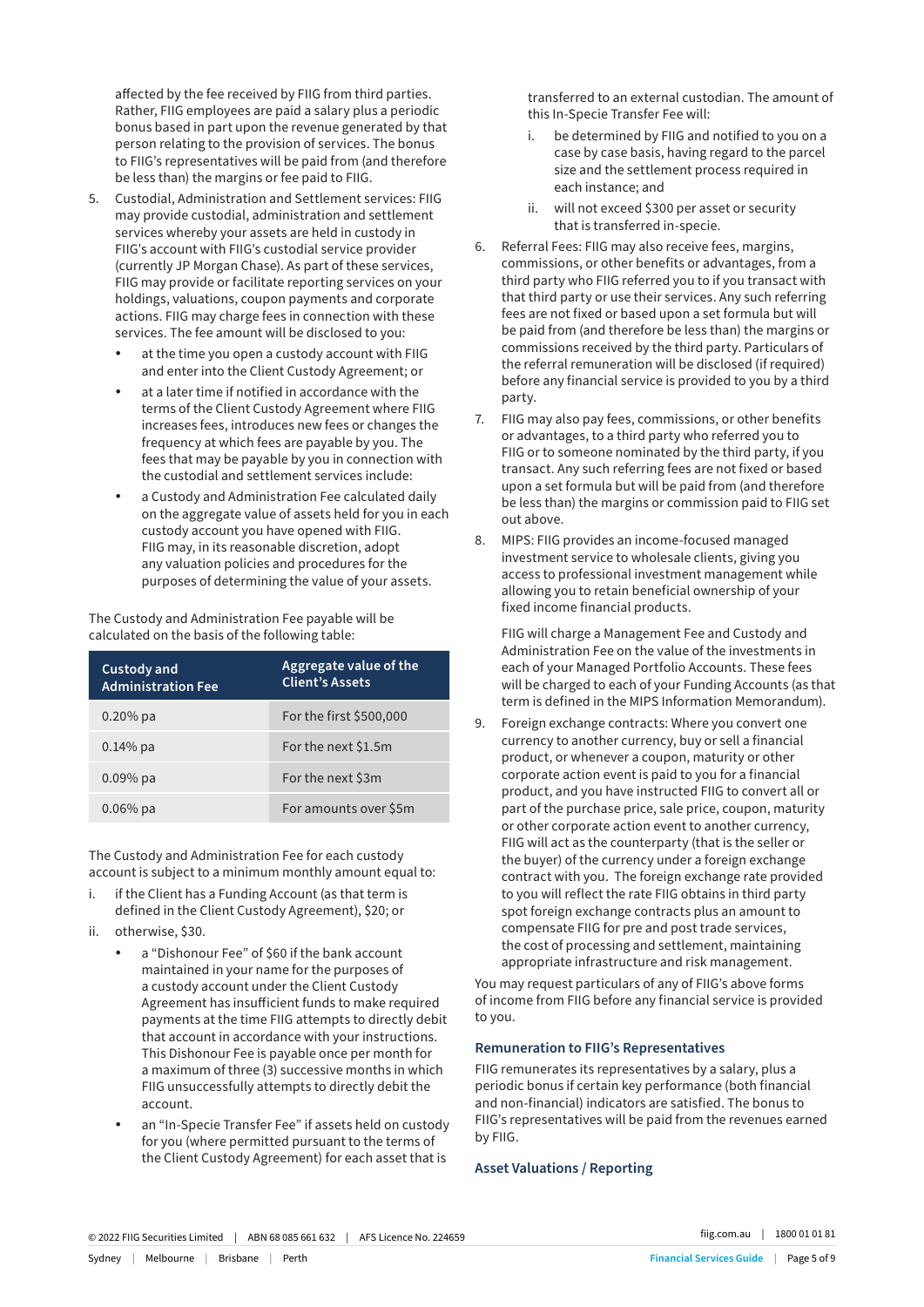affected by the fee received by FIIG from third parties. Rather, FIIG employees are paid a salary plus a periodic bonus based in part upon the revenue generated by that person relating to the provision of services. The bonus to FIIG's representatives will be paid from (and therefore be less than) the margins or fee paid to FIIG.

5. Custodial, Administration and Settlement services: FIIG may provide custodial, administration and settlement services whereby your assets are held in custody in FIIG's account with FIIG's custodial service provider (currently JP Morgan Chase). As part of these services, FIIG may provide or facilitate reporting services on your holdings, valuations, coupon payments and corporate actions. FIIG may charge fees in connection with these services. The fee amount will be disclosed to you:
   - at the time you open a custody account with FIIG and enter into the Client Custody Agreement; or
   - at a later time if notified in accordance with the terms of the Client Custody Agreement where FIIG increases fees, introduces new fees or changes the frequency at which fees are payable by you. The fees that may be payable by you in connection with the custodial and settlement services include:
   - a Custody and Administration Fee calculated daily on the aggregate value of assets held for you in each custody account you have opened with FIIG. FIIG may, in its reasonable discretion, adopt any valuation policies and procedures for the purposes of determining the value of your assets.

The Custody and Administration Fee payable will be calculated on the basis of the following table:

| Custody and Administration Fee | Aggregate value of the Client's Assets |
|---|---|
| 0.20% pa | For the first $500,000 |
| 0.14% pa | For the next $1.5m |
| 0.09% pa | For the next $3m |
| 0.06% pa | For amounts over $5m |

The Custody and Administration Fee for each custody account is subject to a minimum monthly amount equal to:

i. if the Client has a Funding Account (as that term is defined in the Client Custody Agreement), $20; or

ii. otherwise, $30.

   - a "Dishonour Fee" of $60 if the bank account maintained in your name for the purposes of a custody account under the Client Custody Agreement has insufficient funds to make required payments at the time FIIG attempts to directly debit that account in accordance with your instructions. This Dishonour Fee is payable once per month for a maximum of three (3) successive months in which FIIG unsuccessfully attempts to directly debit the account.
   - an "In-Specie Transfer Fee" if assets held on custody for you (where permitted pursuant to the terms of the Client Custody Agreement) for each asset that is transferred to an external custodian. The amount of this In-Specie Transfer Fee will:
     i. be determined by FIIG and notified to you on a case by case basis, having regard to the parcel size and the settlement process required in each instance; and
     ii. will not exceed $300 per asset or security that is transferred in-specie.

6. Referral Fees: FIIG may also receive fees, margins, commissions, or other benefits or advantages, from a third party who FIIG referred you to if you transact with that third party or use their services. Any such referring fees are not fixed or based upon a set formula but will be paid from (and therefore be less than) the margins or commissions received by the third party. Particulars of the referral remuneration will be disclosed (if required) before any financial service is provided to you by a third party.

7. FIIG may also pay fees, commissions, or other benefits or advantages, to a third party who referred you to FIIG or to someone nominated by the third party, if you transact. Any such referring fees are not fixed or based upon a set formula but will be paid from (and therefore be less than) the margins or commission paid to FIIG set out above.

8. MIPS: FIIG provides an income-focused managed investment service to wholesale clients, giving you access to professional investment management while allowing you to retain beneficial ownership of your fixed income financial products.

   FIIG will charge a Management Fee and Custody and Administration Fee on the value of the investments in each of your Managed Portfolio Accounts. These fees will be charged to each of your Funding Accounts (as that term is defined in the MIPS Information Memorandum).

9. Foreign exchange contracts: Where you convert one currency to another currency, buy or sell a financial product, or whenever a coupon, maturity or other corporate action event is paid to you for a financial product, and you have instructed FIIG to convert all or part of the purchase price, sale price, coupon, maturity or other corporate action event to another currency, FIIG will act as the counterparty (that is the seller or the buyer) of the currency under a foreign exchange contract with you. The foreign exchange rate provided to you will reflect the rate FIIG obtains in third party spot foreign exchange contracts plus an amount to compensate FIIG for pre and post trade services, the cost of processing and settlement, maintaining appropriate infrastructure and risk management.

You may request particulars of any of FIIG's above forms of income from FIIG before any financial service is provided to you.

### Remuneration to FIIG's Representatives

FIIG remunerates its representatives by a salary, plus a periodic bonus if certain key performance (both financial and non-financial) indicators are satisfied. The bonus to FIIG's representatives will be paid from the revenues earned by FIIG.

### Asset Valuations / Reporting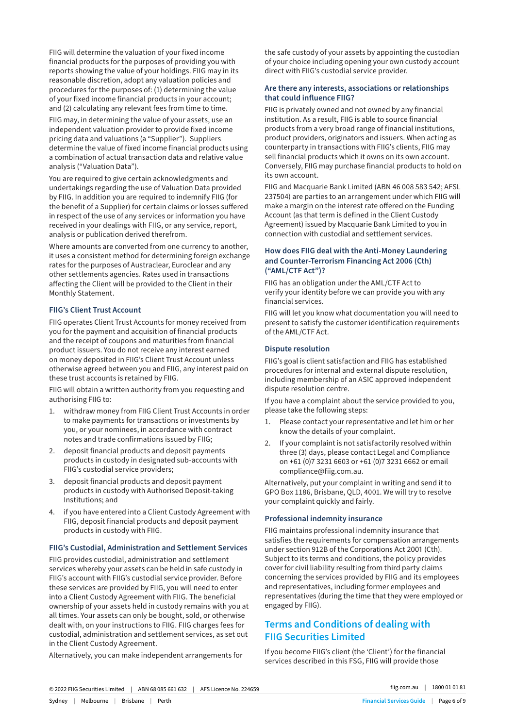FIIG will determine the valuation of your fixed income financial products for the purposes of providing you with reports showing the value of your holdings. FIIG may in its reasonable discretion, adopt any valuation policies and procedures for the purposes of: (1) determining the value of your fixed income financial products in your account; and (2) calculating any relevant fees from time to time.

FIIG may, in determining the value of your assets, use an independent valuation provider to provide fixed income pricing data and valuations (a "Supplier"). Suppliers determine the value of fixed income financial products using a combination of actual transaction data and relative value analysis ("Valuation Data").

You are required to give certain acknowledgments and undertakings regarding the use of Valuation Data provided by FIIG. In addition you are required to indemnify FIIG (for the benefit of a Supplier) for certain claims or losses suffered in respect of the use of any services or information you have received in your dealings with FIIG, or any service, report, analysis or publication derived therefrom.

Where amounts are converted from one currency to another, it uses a consistent method for determining foreign exchange rates for the purposes of Austraclear, Euroclear and any other settlements agencies. Rates used in transactions affecting the Client will be provided to the Client in their Monthly Statement.

### FIIG's Client Trust Account

FIIG operates Client Trust Accounts for money received from you for the payment and acquisition of financial products and the receipt of coupons and maturities from financial product issuers. You do not receive any interest earned on money deposited in FIIG's Client Trust Account unless otherwise agreed between you and FIIG, any interest paid on these trust accounts is retained by FIIG.

FIIG will obtain a written authority from you requesting and authorising FIIG to:

1. withdraw money from FIIG Client Trust Accounts in order to make payments for transactions or investments by you, or your nominees, in accordance with contract notes and trade confirmations issued by FIIG;
2. deposit financial products and deposit payments products in custody in designated sub-accounts with FIIG's custodial service providers;
3. deposit financial products and deposit payment products in custody with Authorised Deposit-taking Institutions; and
4. if you have entered into a Client Custody Agreement with FIIG, deposit financial products and deposit payment products in custody with FIIG.

### FIIG's Custodial, Administration and Settlement Services

FIIG provides custodial, administration and settlement services whereby your assets can be held in safe custody in FIIG's account with FIIG's custodial service provider. Before these services are provided by FIIG, you will need to enter into a Client Custody Agreement with FIIG. The beneficial ownership of your assets held in custody remains with you at all times. Your assets can only be bought, sold, or otherwise dealt with, on your instructions to FIIG. FIIG charges fees for custodial, administration and settlement services, as set out in the Client Custody Agreement.

Alternatively, you can make independent arrangements for the safe custody of your assets by appointing the custodian of your choice including opening your own custody account direct with FIIG's custodial service provider.

### Are there any interests, associations or relationships that could influence FIIG?

FIIG is privately owned and not owned by any financial institution. As a result, FIIG is able to source financial products from a very broad range of financial institutions, product providers, originators and issuers. When acting as counterparty in transactions with FIIG's clients, FIIG may sell financial products which it owns on its own account. Conversely, FIIG may purchase financial products to hold on its own account.

FIIG and Macquarie Bank Limited (ABN 46 008 583 542; AFSL 237504) are parties to an arrangement under which FIIG will make a margin on the interest rate offered on the Funding Account (as that term is defined in the Client Custody Agreement) issued by Macquarie Bank Limited to you in connection with custodial and settlement services.

### How does FIIG deal with the Anti-Money Laundering and Counter-Terrorism Financing Act 2006 (Cth) ("AML/CTF Act")?

FIIG has an obligation under the AML/CTF Act to verify your identity before we can provide you with any financial services.

FIIG will let you know what documentation you will need to present to satisfy the customer identification requirements of the AML/CTF Act.

### Dispute resolution

FIIG's goal is client satisfaction and FIIG has established procedures for internal and external dispute resolution, including membership of an ASIC approved independent dispute resolution centre.

If you have a complaint about the service provided to you, please take the following steps:

1. Please contact your representative and let him or her know the details of your complaint.
2. If your complaint is not satisfactorily resolved within three (3) days, please contact Legal and Compliance on +61 (0)7 3231 6603 or +61 (0)7 3231 6662 or email compliance@fiig.com.au.

Alternatively, put your complaint in writing and send it to GPO Box 1186, Brisbane, QLD, 4001. We will try to resolve your complaint quickly and fairly.

### Professional indemnity insurance

FIIG maintains professional indemnity insurance that satisfies the requirements for compensation arrangements under section 912B of the Corporations Act 2001 (Cth). Subject to its terms and conditions, the policy provides cover for civil liability resulting from third party claims concerning the services provided by FIIG and its employees and representatives, including former employees and representatives (during the time that they were employed or engaged by FIIG).

## Terms and Conditions of dealing with FIIG Securities Limited

If you become FIIG's client (the 'Client') for the financial services described in this FSG, FIIG will provide those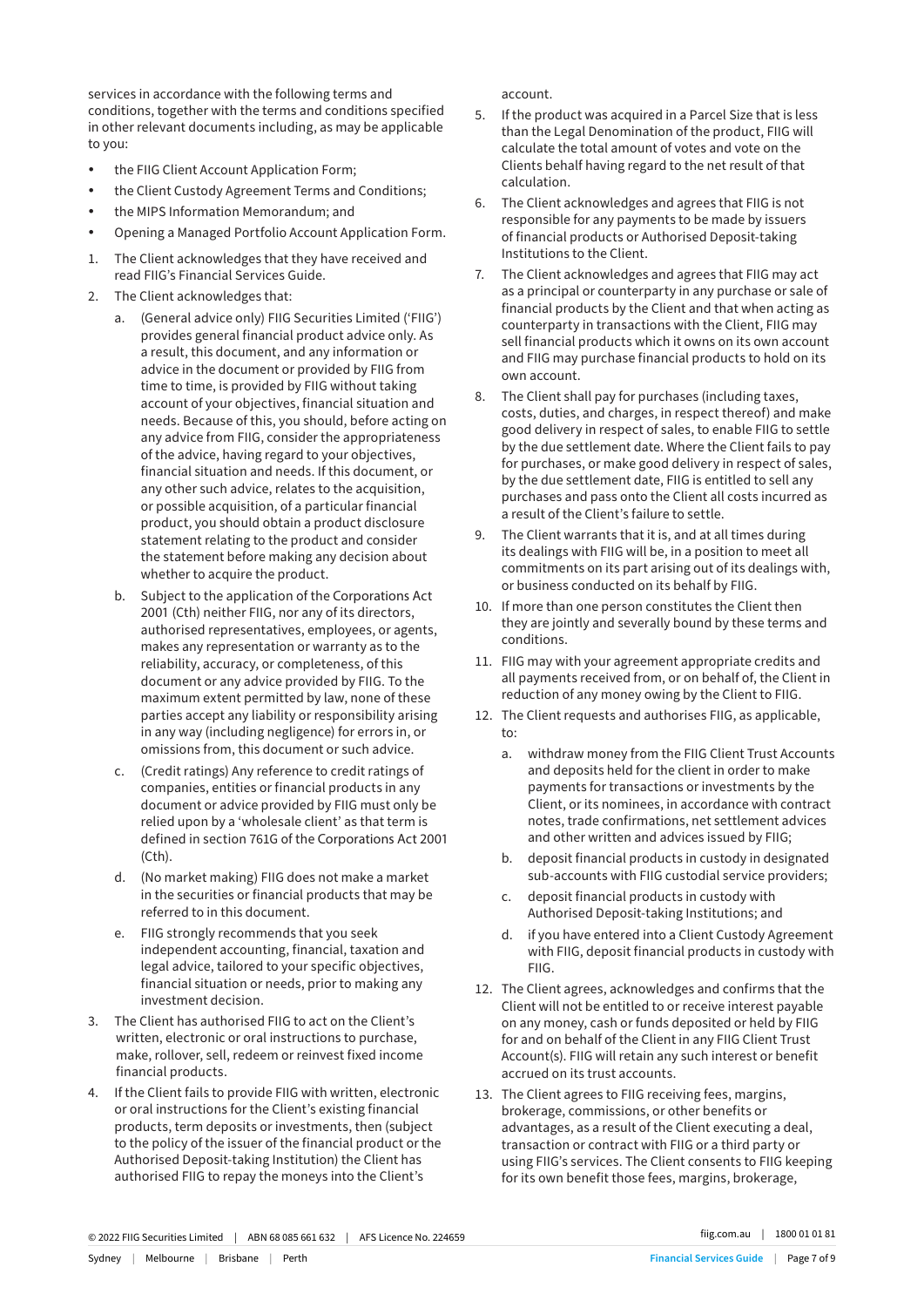services in accordance with the following terms and conditions, together with the terms and conditions specified in other relevant documents including, as may be applicable to you:

- the FIIG Client Account Application Form;
- the Client Custody Agreement Terms and Conditions;
- the MIPS Information Memorandum; and
- Opening a Managed Portfolio Account Application Form.

1. The Client acknowledges that they have received and read FIIG's Financial Services Guide.
2. The Client acknowledges that:
   a. (General advice only) FIIG Securities Limited ('FIIG') provides general financial product advice only. As a result, this document, and any information or advice in the document or provided by FIIG from time to time, is provided by FIIG without taking account of your objectives, financial situation and needs. Because of this, you should, before acting on any advice from FIIG, consider the appropriateness of the advice, having regard to your objectives, financial situation and needs. If this document, or any other such advice, relates to the acquisition, or possible acquisition, of a particular financial product, you should obtain a product disclosure statement relating to the product and consider the statement before making any decision about whether to acquire the product.
   b. Subject to the application of the Corporations Act 2001 (Cth) neither FIIG, nor any of its directors, authorised representatives, employees, or agents, makes any representation or warranty as to the reliability, accuracy, or completeness, of this document or any advice provided by FIIG. To the maximum extent permitted by law, none of these parties accept any liability or responsibility arising in any way (including negligence) for errors in, or omissions from, this document or such advice.
   c. (Credit ratings) Any reference to credit ratings of companies, entities or financial products in any document or advice provided by FIIG must only be relied upon by a 'wholesale client' as that term is defined in section 761G of the Corporations Act 2001 (Cth).
   d. (No market making) FIIG does not make a market in the securities or financial products that may be referred to in this document.
   e. FIIG strongly recommends that you seek independent accounting, financial, taxation and legal advice, tailored to your specific objectives, financial situation or needs, prior to making any investment decision.
3. The Client has authorised FIIG to act on the Client's written, electronic or oral instructions to purchase, make, rollover, sell, redeem or reinvest fixed income financial products.
4. If the Client fails to provide FIIG with written, electronic or oral instructions for the Client's existing financial products, term deposits or investments, then (subject to the policy of the issuer of the financial product or the Authorised Deposit-taking Institution) the Client has authorised FIIG to repay the moneys into the Client's account.
5. If the product was acquired in a Parcel Size that is less than the Legal Denomination of the product, FIIG will calculate the total amount of votes and vote on the Clients behalf having regard to the net result of that calculation.
6. The Client acknowledges and agrees that FIIG is not responsible for any payments to be made by issuers of financial products or Authorised Deposit-taking Institutions to the Client.
7. The Client acknowledges and agrees that FIIG may act as a principal or counterparty in any purchase or sale of financial products by the Client and that when acting as counterparty in transactions with the Client, FIIG may sell financial products which it owns on its own account and FIIG may purchase financial products to hold on its own account.
8. The Client shall pay for purchases (including taxes, costs, duties, and charges, in respect thereof) and make good delivery in respect of sales, to enable FIIG to settle by the due settlement date. Where the Client fails to pay for purchases, or make good delivery in respect of sales, by the due settlement date, FIIG is entitled to sell any purchases and pass onto the Client all costs incurred as a result of the Client's failure to settle.
9. The Client warrants that it is, and at all times during its dealings with FIIG will be, in a position to meet all commitments on its part arising out of its dealings with, or business conducted on its behalf by FIIG.
10. If more than one person constitutes the Client then they are jointly and severally bound by these terms and conditions.
11. FIIG may with your agreement appropriate credits and all payments received from, or on behalf of, the Client in reduction of any money owing by the Client to FIIG.
12. The Client requests and authorises FIIG, as applicable, to:
    a. withdraw money from the FIIG Client Trust Accounts and deposits held for the client in order to make payments for transactions or investments by the Client, or its nominees, in accordance with contract notes, trade confirmations, net settlement advices and other written and advices issued by FIIG;
    b. deposit financial products in custody in designated sub-accounts with FIIG custodial service providers;
    c. deposit financial products in custody with Authorised Deposit-taking Institutions; and
    d. if you have entered into a Client Custody Agreement with FIIG, deposit financial products in custody with FIIG.

12. The Client agrees, acknowledges and confirms that the Client will not be entitled to or receive interest payable on any money, cash or funds deposited or held by FIIG for and on behalf of the Client in any FIIG Client Trust Account(s). FIIG will retain any such interest or benefit accrued on its trust accounts.
13. The Client agrees to FIIG receiving fees, margins, brokerage, commissions, or other benefits or advantages, as a result of the Client executing a deal, transaction or contract with FIIG or a third party or using FIIG's services. The Client consents to FIIG keeping for its own benefit those fees, margins, brokerage,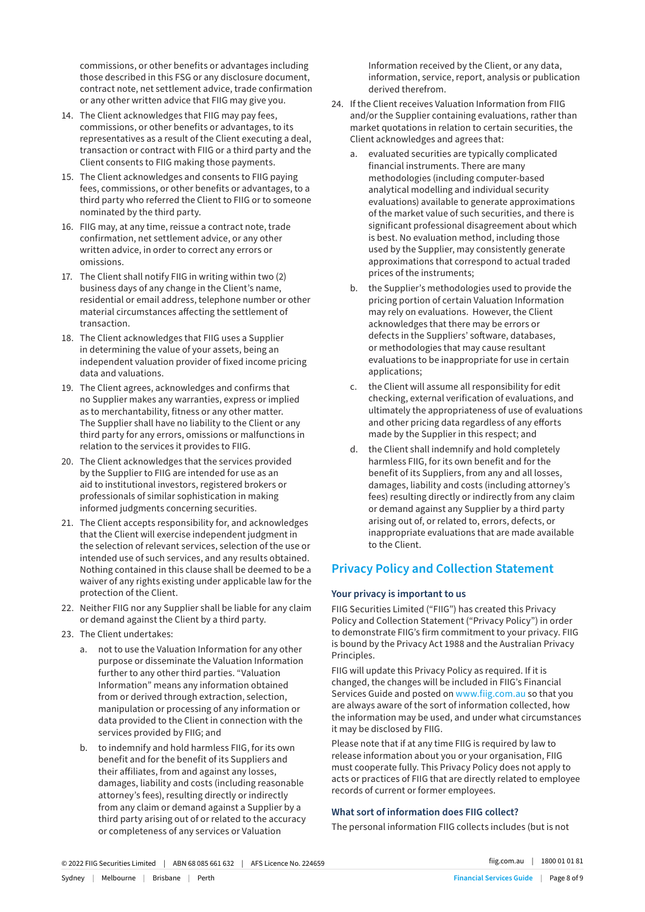commissions, or other benefits or advantages including those described in this FSG or any disclosure document, contract note, net settlement advice, trade confirmation or any other written advice that FIIG may give you.

14. The Client acknowledges that FIIG may pay fees, commissions, or other benefits or advantages, to its representatives as a result of the Client executing a deal, transaction or contract with FIIG or a third party and the Client consents to FIIG making those payments.
15. The Client acknowledges and consents to FIIG paying fees, commissions, or other benefits or advantages, to a third party who referred the Client to FIIG or to someone nominated by the third party.
16. FIIG may, at any time, reissue a contract note, trade confirmation, net settlement advice, or any other written advice, in order to correct any errors or omissions.
17. The Client shall notify FIIG in writing within two (2) business days of any change in the Client's name, residential or email address, telephone number or other material circumstances affecting the settlement of transaction.
18. The Client acknowledges that FIIG uses a Supplier in determining the value of your assets, being an independent valuation provider of fixed income pricing data and valuations.
19. The Client agrees, acknowledges and confirms that no Supplier makes any warranties, express or implied as to merchantability, fitness or any other matter. The Supplier shall have no liability to the Client or any third party for any errors, omissions or malfunctions in relation to the services it provides to FIIG.
20. The Client acknowledges that the services provided by the Supplier to FIIG are intended for use as an aid to institutional investors, registered brokers or professionals of similar sophistication in making informed judgments concerning securities.
21. The Client accepts responsibility for, and acknowledges that the Client will exercise independent judgment in the selection of relevant services, selection of the use or intended use of such services, and any results obtained. Nothing contained in this clause shall be deemed to be a waiver of any rights existing under applicable law for the protection of the Client.
22. Neither FIIG nor any Supplier shall be liable for any claim or demand against the Client by a third party.
23. The Client undertakes:
    a. not to use the Valuation Information for any other purpose or disseminate the Valuation Information further to any other third parties. "Valuation Information" means any information obtained from or derived through extraction, selection, manipulation or processing of any information or data provided to the Client in connection with the services provided by FIIG; and
    b. to indemnify and hold harmless FIIG, for its own benefit and for the benefit of its Suppliers and their affiliates, from and against any losses, damages, liability and costs (including reasonable attorney's fees), resulting directly or indirectly from any claim or demand against a Supplier by a third party arising out of or related to the accuracy or completeness of any services or Valuation Information received by the Client, or any data, information, service, report, analysis or publication derived therefrom.
24. If the Client receives Valuation Information from FIIG and/or the Supplier containing evaluations, rather than market quotations in relation to certain securities, the Client acknowledges and agrees that:
    a. evaluated securities are typically complicated financial instruments. There are many methodologies (including computer-based analytical modelling and individual security evaluations) available to generate approximations of the market value of such securities, and there is significant professional disagreement about which is best. No evaluation method, including those used by the Supplier, may consistently generate approximations that correspond to actual traded prices of the instruments;
    b. the Supplier's methodologies used to provide the pricing portion of certain Valuation Information may rely on evaluations. However, the Client acknowledges that there may be errors or defects in the Suppliers' software, databases, or methodologies that may cause resultant evaluations to be inappropriate for use in certain applications;
    c. the Client will assume all responsibility for edit checking, external verification of evaluations, and ultimately the appropriateness of use of evaluations and other pricing data regardless of any efforts made by the Supplier in this respect; and
    d. the Client shall indemnify and hold completely harmless FIIG, for its own benefit and for the benefit of its Suppliers, from any and all losses, damages, liability and costs (including attorney's fees) resulting directly or indirectly from any claim or demand against any Supplier by a third party arising out of, or related to, errors, defects, or inappropriate evaluations that are made available to the Client.

## Privacy Policy and Collection Statement

### Your privacy is important to us

FIIG Securities Limited ("FIIG") has created this Privacy Policy and Collection Statement ("Privacy Policy") in order to demonstrate FIIG's firm commitment to your privacy. FIIG is bound by the Privacy Act 1988 and the Australian Privacy Principles.

FIIG will update this Privacy Policy as required. If it is changed, the changes will be included in FIIG's Financial Services Guide and posted on www.fiig.com.au so that you are always aware of the sort of information collected, how the information may be used, and under what circumstances it may be disclosed by FIIG.

Please note that if at any time FIIG is required by law to release information about you or your organisation, FIIG must cooperate fully. This Privacy Policy does not apply to acts or practices of FIIG that are directly related to employee records of current or former employees.

### What sort of information does FIIG collect?

The personal information FIIG collects includes (but is not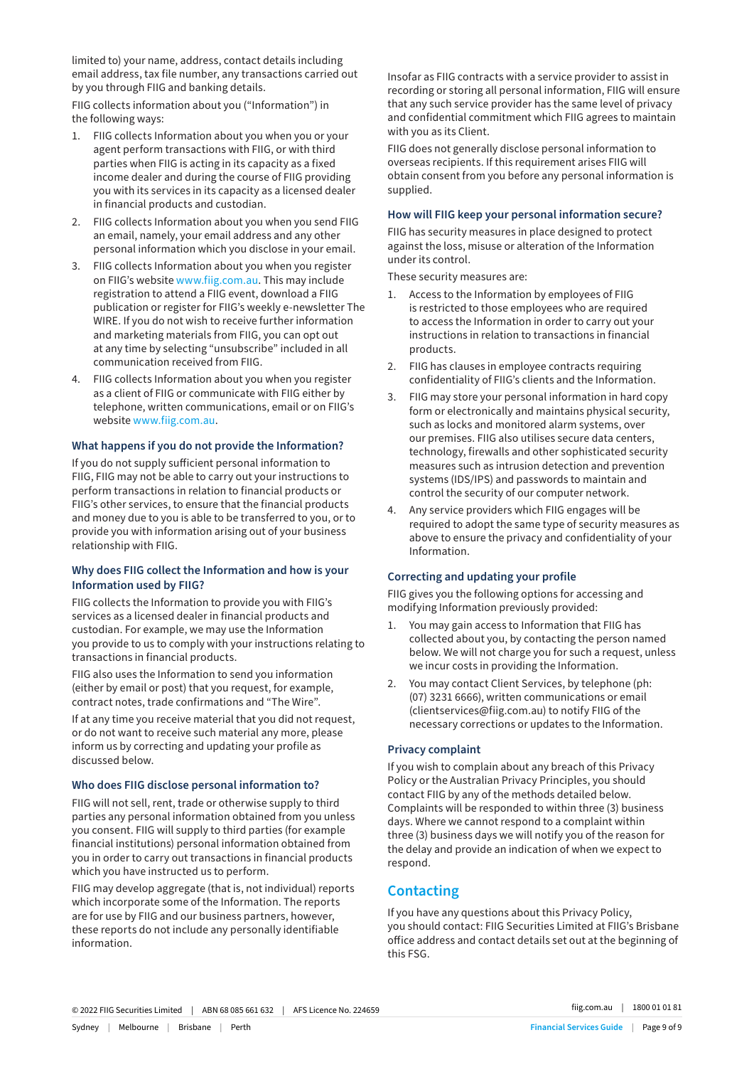limited to) your name, address, contact details including email address, tax file number, any transactions carried out by you through FIIG and banking details.

FIIG collects information about you ("Information") in the following ways:

1. FIIG collects Information about you when you or your agent perform transactions with FIIG, or with third parties when FIIG is acting in its capacity as a fixed income dealer and during the course of FIIG providing you with its services in its capacity as a licensed dealer in financial products and custodian.
2. FIIG collects Information about you when you send FIIG an email, namely, your email address and any other personal information which you disclose in your email.
3. FIIG collects Information about you when you register on FIIG's website www.fiig.com.au. This may include registration to attend a FIIG event, download a FIIG publication or register for FIIG's weekly e-newsletter The WIRE. If you do not wish to receive further information and marketing materials from FIIG, you can opt out at any time by selecting "unsubscribe" included in all communication received from FIIG.
4. FIIG collects Information about you when you register as a client of FIIG or communicate with FIIG either by telephone, written communications, email or on FIIG's website www.fiig.com.au.

### What happens if you do not provide the Information?

If you do not supply sufficient personal information to FIIG, FIIG may not be able to carry out your instructions to perform transactions in relation to financial products or FIIG's other services, to ensure that the financial products and money due to you is able to be transferred to you, or to provide you with information arising out of your business relationship with FIIG.

### Why does FIIG collect the Information and how is your Information used by FIIG?

FIIG collects the Information to provide you with FIIG's services as a licensed dealer in financial products and custodian. For example, we may use the Information you provide to us to comply with your instructions relating to transactions in financial products.

FIIG also uses the Information to send you information (either by email or post) that you request, for example, contract notes, trade confirmations and "The Wire".

If at any time you receive material that you did not request, or do not want to receive such material any more, please inform us by correcting and updating your profile as discussed below.

### Who does FIIG disclose personal information to?

FIIG will not sell, rent, trade or otherwise supply to third parties any personal information obtained from you unless you consent. FIIG will supply to third parties (for example financial institutions) personal information obtained from you in order to carry out transactions in financial products which you have instructed us to perform.

FIIG may develop aggregate (that is, not individual) reports which incorporate some of the Information. The reports are for use by FIIG and our business partners, however, these reports do not include any personally identifiable information.

Insofar as FIIG contracts with a service provider to assist in recording or storing all personal information, FIIG will ensure that any such service provider has the same level of privacy and confidential commitment which FIIG agrees to maintain with you as its Client.

FIIG does not generally disclose personal information to overseas recipients. If this requirement arises FIIG will obtain consent from you before any personal information is supplied.

### How will FIIG keep your personal information secure?

FIIG has security measures in place designed to protect against the loss, misuse or alteration of the Information under its control.

These security measures are:

1. Access to the Information by employees of FIIG is restricted to those employees who are required to access the Information in order to carry out your instructions in relation to transactions in financial products.
2. FIIG has clauses in employee contracts requiring confidentiality of FIIG's clients and the Information.
3. FIIG may store your personal information in hard copy form or electronically and maintains physical security, such as locks and monitored alarm systems, over our premises. FIIG also utilises secure data centers, technology, firewalls and other sophisticated security measures such as intrusion detection and prevention systems (IDS/IPS) and passwords to maintain and control the security of our computer network.
4. Any service providers which FIIG engages will be required to adopt the same type of security measures as above to ensure the privacy and confidentiality of your Information.

### Correcting and updating your profile

FIIG gives you the following options for accessing and modifying Information previously provided:

1. You may gain access to Information that FIIG has collected about you, by contacting the person named below. We will not charge you for such a request, unless we incur costs in providing the Information.
2. You may contact Client Services, by telephone (ph: (07) 3231 6666), written communications or email (clientservices@fiig.com.au) to notify FIIG of the necessary corrections or updates to the Information.

### Privacy complaint

If you wish to complain about any breach of this Privacy Policy or the Australian Privacy Principles, you should contact FIIG by any of the methods detailed below. Complaints will be responded to within three (3) business days. Where we cannot respond to a complaint within three (3) business days we will notify you of the reason for the delay and provide an indication of when we expect to respond.

## Contacting

If you have any questions about this Privacy Policy, you should contact: FIIG Securities Limited at FIIG's Brisbane office address and contact details set out at the beginning of this FSG.